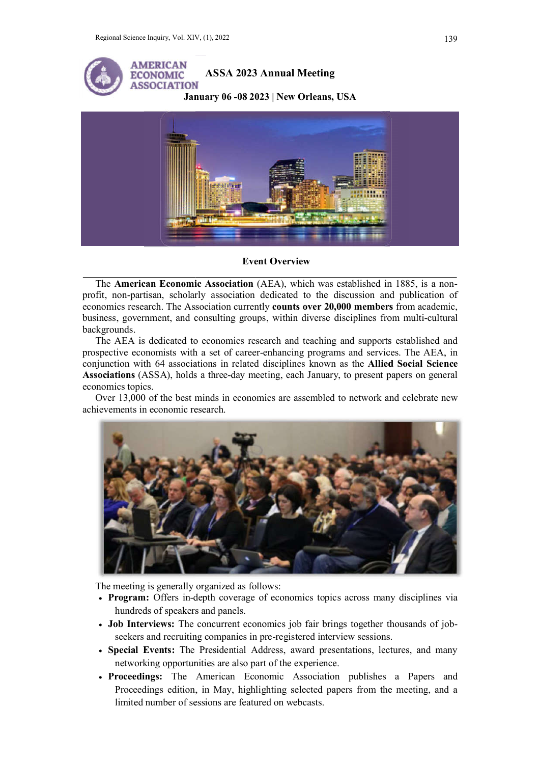# ASSA 2023 Annual Meeting

**January 06 -08 2023 | New Orleans, USA**

## Event Overview

The **American Economic Association** (AEA), which was established in 1885, is a non-profit, non-partisan, scholarly association dedicated to the discussion and publication of economics research. The Association currently **counts over 20,000 members** from academic, business, government, and consulting groups, within diverse disciplines from multi-cultural backgrounds.

The AEA is dedicated to economics research and teaching and supports established and prospective economists with a set of career-enhancing programs and services. The AEA, in conjunction with 64 associations in related disciplines known as the **Allied Social Science Associations** (ASSA), holds a three-day meeting, each January, to present papers on general economics topics.

Over 13,000 of the best minds in economics are assembled to network and celebrate new achievements in economic research.

The meeting is generally organized as follows:

- **Program:** Offers in-depth coverage of economics topics across many disciplines via hundreds of speakers and panels.
- **Job Interviews:** The concurrent economics job fair brings together thousands of job-seekers and recruiting companies in pre-registered interview sessions.
- **Special Events:** The Presidential Address, award presentations, lectures, and many networking opportunities are also part of the experience.
- **Proceedings:** The American Economic Association publishes a Papers and Proceedings edition, in May, highlighting selected papers from the meeting, and a limited number of sessions are featured on webcasts.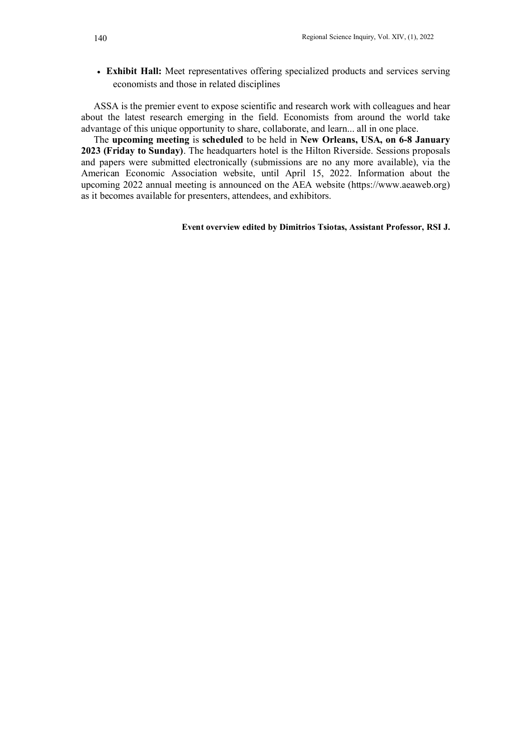- **Exhibit Hall:** Meet representatives offering specialized products and services serving economists and those in related disciplines

ASSA is the premier event to expose scientific and research work with colleagues and hear about the latest research emerging in the field. Economists from around the world take advantage of this unique opportunity to share, collaborate, and learn... all in one place.

The **upcoming meeting** is **scheduled** to be held in **New Orleans, USA, on 6-8 January 2023 (Friday to Sunday)**. The headquarters hotel is the Hilton Riverside. Sessions proposals and papers were submitted electronically (submissions are no any more available), via the American Economic Association website, until April 15, 2022. Information about the upcoming 2022 annual meeting is announced on the AEA website (https://www.aeaweb.org) as it becomes available for presenters, attendees, and exhibitors.

**Event overview edited by Dimitrios Tsiotas, Assistant Professor, RSI J.**